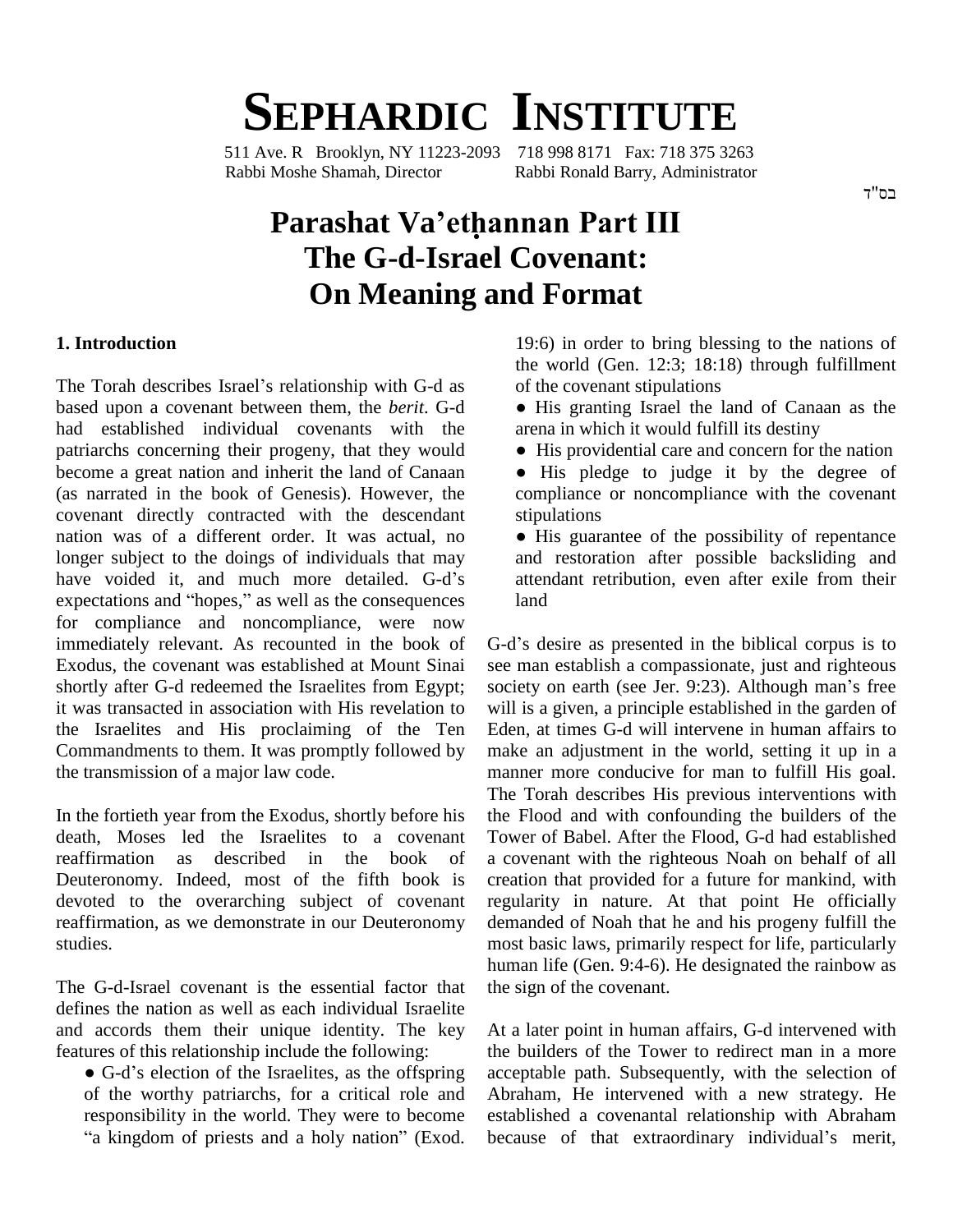# SEPHARDIC INSTITUTE

511 Ave. R Brooklyn, NY 11223-2093 718 998 8171 Fax: 718 375 3263
Rabbi Moshe Shamah, Director Rabbi Ronald Barry, Administrator

בס"ד

# Parashat Va'etḥannan Part III
# The G-d-Israel Covenant:
# On Meaning and Format

## 1. Introduction

The Torah describes Israel's relationship with G-d as based upon a covenant between them, the *berit*. G-d had established individual covenants with the patriarchs concerning their progeny, that they would become a great nation and inherit the land of Canaan (as narrated in the book of Genesis). However, the covenant directly contracted with the descendant nation was of a different order. It was actual, no longer subject to the doings of individuals that may have voided it, and much more detailed. G-d's expectations and "hopes," as well as the consequences for compliance and noncompliance, were now immediately relevant. As recounted in the book of Exodus, the covenant was established at Mount Sinai shortly after G-d redeemed the Israelites from Egypt; it was transacted in association with His revelation to the Israelites and His proclaiming of the Ten Commandments to them. It was promptly followed by the transmission of a major law code.

In the fortieth year from the Exodus, shortly before his death, Moses led the Israelites to a covenant reaffirmation as described in the book of Deuteronomy. Indeed, most of the fifth book is devoted to the overarching subject of covenant reaffirmation, as we demonstrate in our Deuteronomy studies.

The G-d-Israel covenant is the essential factor that defines the nation as well as each individual Israelite and accords them their unique identity. The key features of this relationship include the following:

- G-d's election of the Israelites, as the offspring of the worthy patriarchs, for a critical role and responsibility in the world. They were to become "a kingdom of priests and a holy nation" (Exod. 19:6) in order to bring blessing to the nations of the world (Gen. 12:3; 18:18) through fulfillment of the covenant stipulations
- His granting Israel the land of Canaan as the arena in which it would fulfill its destiny
- His providential care and concern for the nation
- His pledge to judge it by the degree of compliance or noncompliance with the covenant stipulations
- His guarantee of the possibility of repentance and restoration after possible backsliding and attendant retribution, even after exile from their land

G-d's desire as presented in the biblical corpus is to see man establish a compassionate, just and righteous society on earth (see Jer. 9:23). Although man's free will is a given, a principle established in the garden of Eden, at times G-d will intervene in human affairs to make an adjustment in the world, setting it up in a manner more conducive for man to fulfill His goal. The Torah describes His previous interventions with the Flood and with confounding the builders of the Tower of Babel. After the Flood, G-d had established a covenant with the righteous Noah on behalf of all creation that provided for a future for mankind, with regularity in nature. At that point He officially demanded of Noah that he and his progeny fulfill the most basic laws, primarily respect for life, particularly human life (Gen. 9:4-6). He designated the rainbow as the sign of the covenant.

At a later point in human affairs, G-d intervened with the builders of the Tower to redirect man in a more acceptable path. Subsequently, with the selection of Abraham, He intervened with a new strategy. He established a covenantal relationship with Abraham because of that extraordinary individual's merit,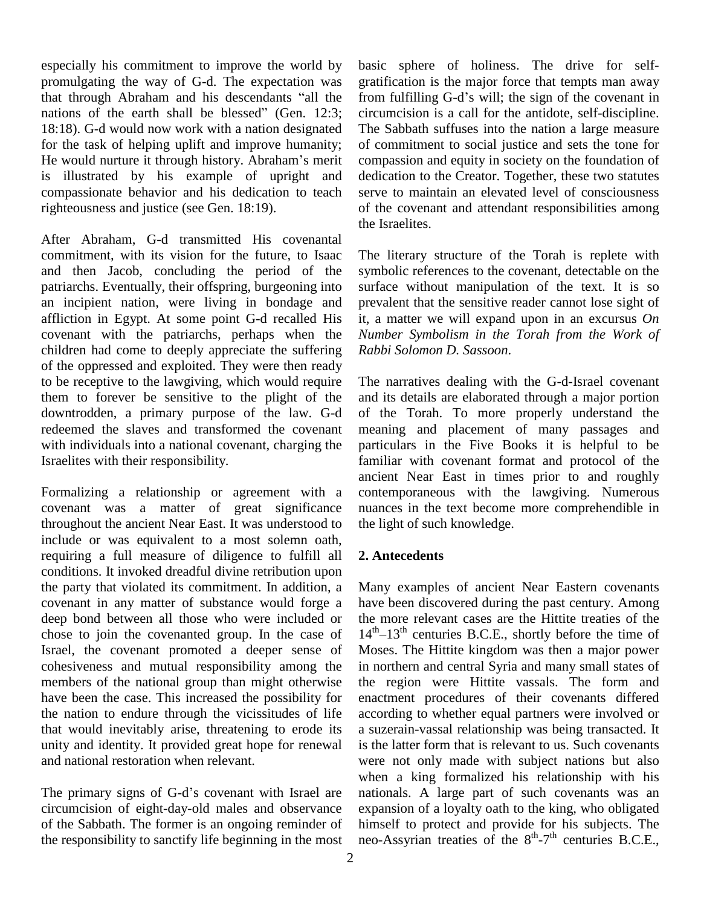especially his commitment to improve the world by promulgating the way of G-d. The expectation was that through Abraham and his descendants "all the nations of the earth shall be blessed" (Gen. 12:3; 18:18). G-d would now work with a nation designated for the task of helping uplift and improve humanity; He would nurture it through history. Abraham's merit is illustrated by his example of upright and compassionate behavior and his dedication to teach righteousness and justice (see Gen. 18:19).

After Abraham, G-d transmitted His covenantal commitment, with its vision for the future, to Isaac and then Jacob, concluding the period of the patriarchs. Eventually, their offspring, burgeoning into an incipient nation, were living in bondage and affliction in Egypt. At some point G-d recalled His covenant with the patriarchs, perhaps when the children had come to deeply appreciate the suffering of the oppressed and exploited. They were then ready to be receptive to the lawgiving, which would require them to forever be sensitive to the plight of the downtrodden, a primary purpose of the law. G-d redeemed the slaves and transformed the covenant with individuals into a national covenant, charging the Israelites with their responsibility.

Formalizing a relationship or agreement with a covenant was a matter of great significance throughout the ancient Near East. It was understood to include or was equivalent to a most solemn oath, requiring a full measure of diligence to fulfill all conditions. It invoked dreadful divine retribution upon the party that violated its commitment. In addition, a covenant in any matter of substance would forge a deep bond between all those who were included or chose to join the covenanted group. In the case of Israel, the covenant promoted a deeper sense of cohesiveness and mutual responsibility among the members of the national group than might otherwise have been the case. This increased the possibility for the nation to endure through the vicissitudes of life that would inevitably arise, threatening to erode its unity and identity. It provided great hope for renewal and national restoration when relevant.

The primary signs of G-d's covenant with Israel are circumcision of eight-day-old males and observance of the Sabbath. The former is an ongoing reminder of the responsibility to sanctify life beginning in the most basic sphere of holiness. The drive for self-gratification is the major force that tempts man away from fulfilling G-d's will; the sign of the covenant in circumcision is a call for the antidote, self-discipline. The Sabbath suffuses into the nation a large measure of commitment to social justice and sets the tone for compassion and equity in society on the foundation of dedication to the Creator. Together, these two statutes serve to maintain an elevated level of consciousness of the covenant and attendant responsibilities among the Israelites.

The literary structure of the Torah is replete with symbolic references to the covenant, detectable on the surface without manipulation of the text. It is so prevalent that the sensitive reader cannot lose sight of it, a matter we will expand upon in an excursus *On Number Symbolism in the Torah from the Work of Rabbi Solomon D. Sassoon*.

The narratives dealing with the G-d-Israel covenant and its details are elaborated through a major portion of the Torah. To more properly understand the meaning and placement of many passages and particulars in the Five Books it is helpful to be familiar with covenant format and protocol of the ancient Near East in times prior to and roughly contemporaneous with the lawgiving. Numerous nuances in the text become more comprehendible in the light of such knowledge.

## 2. Antecedents

Many examples of ancient Near Eastern covenants have been discovered during the past century. Among the more relevant cases are the Hittite treaties of the $14^{th}$–$13^{th}$ centuries B.C.E., shortly before the time of Moses. The Hittite kingdom was then a major power in northern and central Syria and many small states of the region were Hittite vassals. The form and enactment procedures of their covenants differed according to whether equal partners were involved or a suzerain-vassal relationship was being transacted. It is the latter form that is relevant to us. Such covenants were not only made with subject nations but also when a king formalized his relationship with his nationals. A large part of such covenants was an expansion of a loyalty oath to the king, who obligated himself to protect and provide for his subjects. The neo-Assyrian treaties of the $8^{th}$-$7^{th}$ centuries B.C.E.,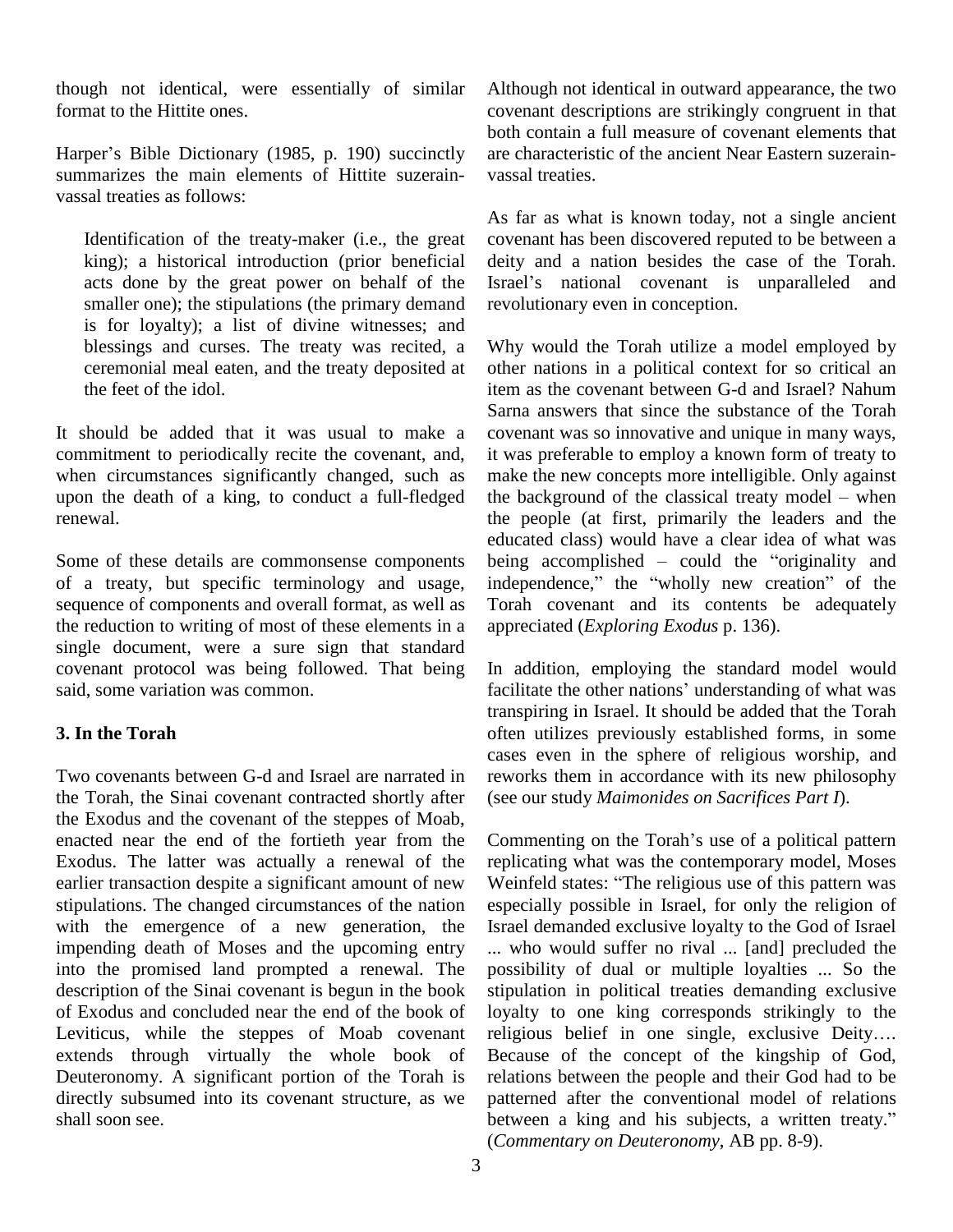though not identical, were essentially of similar format to the Hittite ones.

Harper's Bible Dictionary (1985, p. 190) succinctly summarizes the main elements of Hittite suzerain-vassal treaties as follows:

> Identification of the treaty-maker (i.e., the great king); a historical introduction (prior beneficial acts done by the great power on behalf of the smaller one); the stipulations (the primary demand is for loyalty); a list of divine witnesses; and blessings and curses. The treaty was recited, a ceremonial meal eaten, and the treaty deposited at the feet of the idol.

It should be added that it was usual to make a commitment to periodically recite the covenant, and, when circumstances significantly changed, such as upon the death of a king, to conduct a full-fledged renewal.

Some of these details are commonsense components of a treaty, but specific terminology and usage, sequence of components and overall format, as well as the reduction to writing of most of these elements in a single document, were a sure sign that standard covenant protocol was being followed. That being said, some variation was common.

### 3. In the Torah

Two covenants between G-d and Israel are narrated in the Torah, the Sinai covenant contracted shortly after the Exodus and the covenant of the steppes of Moab, enacted near the end of the fortieth year from the Exodus. The latter was actually a renewal of the earlier transaction despite a significant amount of new stipulations. The changed circumstances of the nation with the emergence of a new generation, the impending death of Moses and the upcoming entry into the promised land prompted a renewal. The description of the Sinai covenant is begun in the book of Exodus and concluded near the end of the book of Leviticus, while the steppes of Moab covenant extends through virtually the whole book of Deuteronomy. A significant portion of the Torah is directly subsumed into its covenant structure, as we shall soon see.

Although not identical in outward appearance, the two covenant descriptions are strikingly congruent in that both contain a full measure of covenant elements that are characteristic of the ancient Near Eastern suzerain-vassal treaties.

As far as what is known today, not a single ancient covenant has been discovered reputed to be between a deity and a nation besides the case of the Torah. Israel's national covenant is unparalleled and revolutionary even in conception.

Why would the Torah utilize a model employed by other nations in a political context for so critical an item as the covenant between G-d and Israel? Nahum Sarna answers that since the substance of the Torah covenant was so innovative and unique in many ways, it was preferable to employ a known form of treaty to make the new concepts more intelligible. Only against the background of the classical treaty model – when the people (at first, primarily the leaders and the educated class) would have a clear idea of what was being accomplished – could the "originality and independence," the "wholly new creation" of the Torah covenant and its contents be adequately appreciated (*Exploring Exodus* p. 136).

In addition, employing the standard model would facilitate the other nations' understanding of what was transpiring in Israel. It should be added that the Torah often utilizes previously established forms, in some cases even in the sphere of religious worship, and reworks them in accordance with its new philosophy (see our study *Maimonides on Sacrifices Part I*).

Commenting on the Torah's use of a political pattern replicating what was the contemporary model, Moses Weinfeld states: "The religious use of this pattern was especially possible in Israel, for only the religion of Israel demanded exclusive loyalty to the God of Israel ... who would suffer no rival ... [and] precluded the possibility of dual or multiple loyalties ... So the stipulation in political treaties demanding exclusive loyalty to one king corresponds strikingly to the religious belief in one single, exclusive Deity…. Because of the concept of the kingship of God, relations between the people and their God had to be patterned after the conventional model of relations between a king and his subjects, a written treaty." (*Commentary on Deuteronomy*, AB pp. 8-9).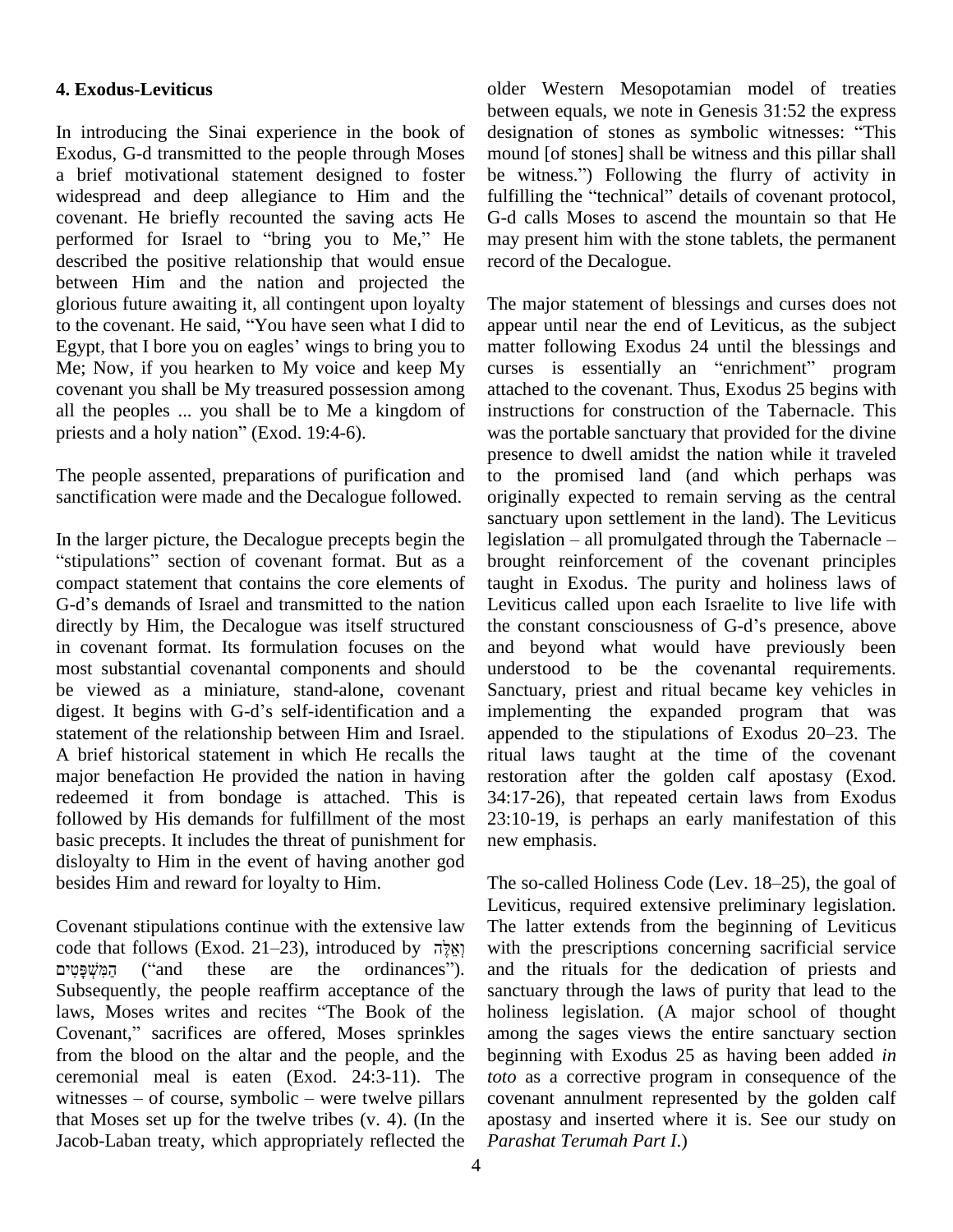## 4. Exodus-Leviticus

In introducing the Sinai experience in the book of Exodus, G-d transmitted to the people through Moses a brief motivational statement designed to foster widespread and deep allegiance to Him and the covenant. He briefly recounted the saving acts He performed for Israel to "bring you to Me," He described the positive relationship that would ensue between Him and the nation and projected the glorious future awaiting it, all contingent upon loyalty to the covenant. He said, "You have seen what I did to Egypt, that I bore you on eagles' wings to bring you to Me; Now, if you hearken to My voice and keep My covenant you shall be My treasured possession among all the peoples ... you shall be to Me a kingdom of priests and a holy nation" (Exod. 19:4-6).

The people assented, preparations of purification and sanctification were made and the Decalogue followed.

In the larger picture, the Decalogue precepts begin the "stipulations" section of covenant format. But as a compact statement that contains the core elements of G-d's demands of Israel and transmitted to the nation directly by Him, the Decalogue was itself structured in covenant format. Its formulation focuses on the most substantial covenantal components and should be viewed as a miniature, stand-alone, covenant digest. It begins with G-d's self-identification and a statement of the relationship between Him and Israel. A brief historical statement in which He recalls the major benefaction He provided the nation in having redeemed it from bondage is attached. This is followed by His demands for fulfillment of the most basic precepts. It includes the threat of punishment for disloyalty to Him in the event of having another god besides Him and reward for loyalty to Him.

Covenant stipulations continue with the extensive law code that follows (Exod. 21–23), introduced by וְאֵלֶּה הַמִּשְׁפָּטִים ("and these are the ordinances"). Subsequently, the people reaffirm acceptance of the laws, Moses writes and recites "The Book of the Covenant," sacrifices are offered, Moses sprinkles from the blood on the altar and the people, and the ceremonial meal is eaten (Exod. 24:3-11). The witnesses – of course, symbolic – were twelve pillars that Moses set up for the twelve tribes (v. 4). (In the Jacob-Laban treaty, which appropriately reflected the older Western Mesopotamian model of treaties between equals, we note in Genesis 31:52 the express designation of stones as symbolic witnesses: "This mound [of stones] shall be witness and this pillar shall be witness.") Following the flurry of activity in fulfilling the "technical" details of covenant protocol, G-d calls Moses to ascend the mountain so that He may present him with the stone tablets, the permanent record of the Decalogue.

The major statement of blessings and curses does not appear until near the end of Leviticus, as the subject matter following Exodus 24 until the blessings and curses is essentially an "enrichment" program attached to the covenant. Thus, Exodus 25 begins with instructions for construction of the Tabernacle. This was the portable sanctuary that provided for the divine presence to dwell amidst the nation while it traveled to the promised land (and which perhaps was originally expected to remain serving as the central sanctuary upon settlement in the land). The Leviticus legislation – all promulgated through the Tabernacle – brought reinforcement of the covenant principles taught in Exodus. The purity and holiness laws of Leviticus called upon each Israelite to live life with the constant consciousness of G-d's presence, above and beyond what would have previously been understood to be the covenantal requirements. Sanctuary, priest and ritual became key vehicles in implementing the expanded program that was appended to the stipulations of Exodus 20–23. The ritual laws taught at the time of the covenant restoration after the golden calf apostasy (Exod. 34:17-26), that repeated certain laws from Exodus 23:10-19, is perhaps an early manifestation of this new emphasis.

The so-called Holiness Code (Lev. 18–25), the goal of Leviticus, required extensive preliminary legislation. The latter extends from the beginning of Leviticus with the prescriptions concerning sacrificial service and the rituals for the dedication of priests and sanctuary through the laws of purity that lead to the holiness legislation. (A major school of thought among the sages views the entire sanctuary section beginning with Exodus 25 as having been added *in toto* as a corrective program in consequence of the covenant annulment represented by the golden calf apostasy and inserted where it is. See our study on *Parashat Terumah Part I*.)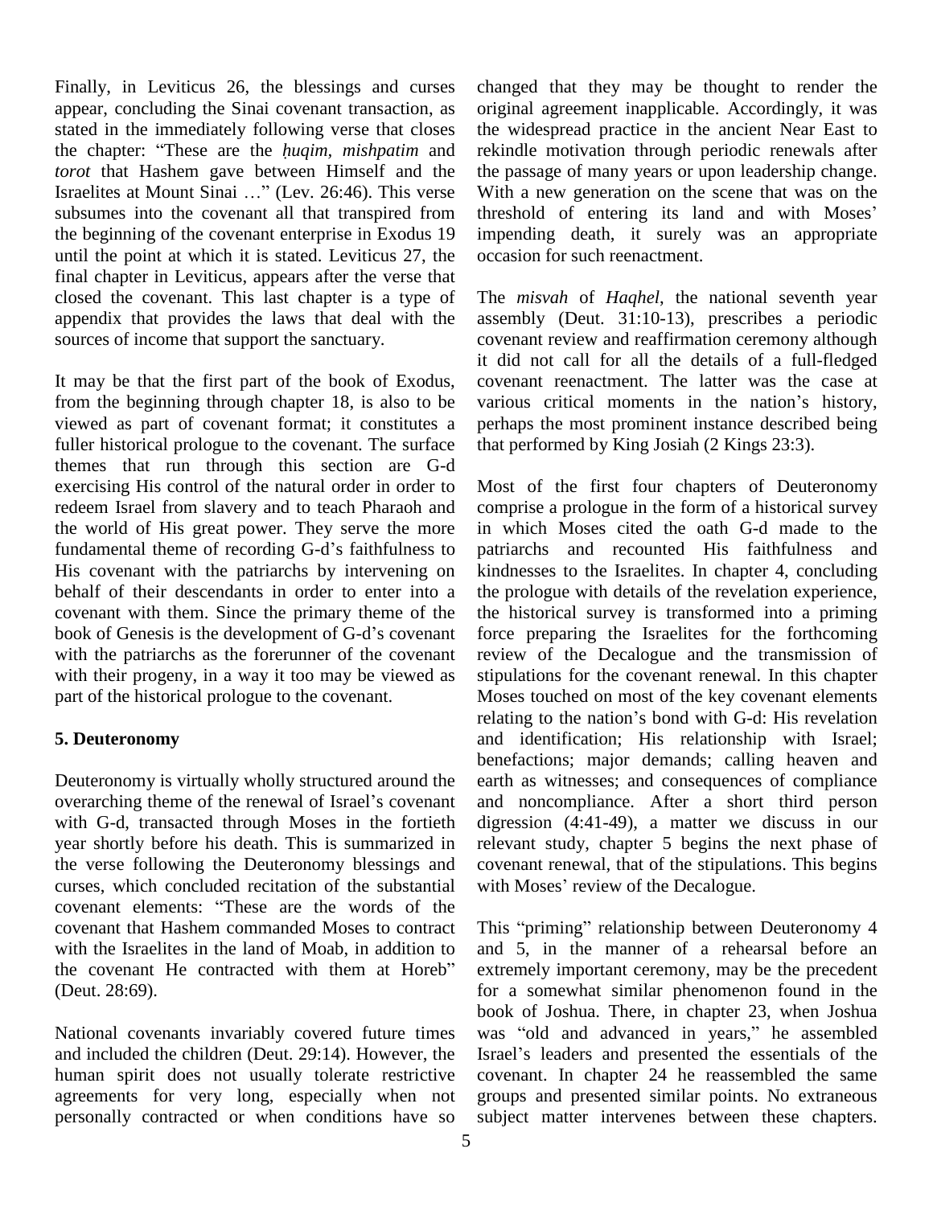Finally, in Leviticus 26, the blessings and curses appear, concluding the Sinai covenant transaction, as stated in the immediately following verse that closes the chapter: "These are the *ḥuqim*, *mishpatim* and *torot* that Hashem gave between Himself and the Israelites at Mount Sinai …" (Lev. 26:46). This verse subsumes into the covenant all that transpired from the beginning of the covenant enterprise in Exodus 19 until the point at which it is stated. Leviticus 27, the final chapter in Leviticus, appears after the verse that closed the covenant. This last chapter is a type of appendix that provides the laws that deal with the sources of income that support the sanctuary.

It may be that the first part of the book of Exodus, from the beginning through chapter 18, is also to be viewed as part of covenant format; it constitutes a fuller historical prologue to the covenant. The surface themes that run through this section are G-d exercising His control of the natural order in order to redeem Israel from slavery and to teach Pharaoh and the world of His great power. They serve the more fundamental theme of recording G-d's faithfulness to His covenant with the patriarchs by intervening on behalf of their descendants in order to enter into a covenant with them. Since the primary theme of the book of Genesis is the development of G-d's covenant with the patriarchs as the forerunner of the covenant with their progeny, in a way it too may be viewed as part of the historical prologue to the covenant.

## 5. Deuteronomy

Deuteronomy is virtually wholly structured around the overarching theme of the renewal of Israel's covenant with G-d, transacted through Moses in the fortieth year shortly before his death. This is summarized in the verse following the Deuteronomy blessings and curses, which concluded recitation of the substantial covenant elements: "These are the words of the covenant that Hashem commanded Moses to contract with the Israelites in the land of Moab, in addition to the covenant He contracted with them at Horeb" (Deut. 28:69).

National covenants invariably covered future times and included the children (Deut. 29:14). However, the human spirit does not usually tolerate restrictive agreements for very long, especially when not personally contracted or when conditions have so changed that they may be thought to render the original agreement inapplicable. Accordingly, it was the widespread practice in the ancient Near East to rekindle motivation through periodic renewals after the passage of many years or upon leadership change. With a new generation on the scene that was on the threshold of entering its land and with Moses' impending death, it surely was an appropriate occasion for such reenactment.

The *misvah* of *Haqhel*, the national seventh year assembly (Deut. 31:10-13), prescribes a periodic covenant review and reaffirmation ceremony although it did not call for all the details of a full-fledged covenant reenactment. The latter was the case at various critical moments in the nation's history, perhaps the most prominent instance described being that performed by King Josiah (2 Kings 23:3).

Most of the first four chapters of Deuteronomy comprise a prologue in the form of a historical survey in which Moses cited the oath G-d made to the patriarchs and recounted His faithfulness and kindnesses to the Israelites. In chapter 4, concluding the prologue with details of the revelation experience, the historical survey is transformed into a priming force preparing the Israelites for the forthcoming review of the Decalogue and the transmission of stipulations for the covenant renewal. In this chapter Moses touched on most of the key covenant elements relating to the nation's bond with G-d: His revelation and identification; His relationship with Israel; benefactions; major demands; calling heaven and earth as witnesses; and consequences of compliance and noncompliance. After a short third person digression (4:41-49), a matter we discuss in our relevant study, chapter 5 begins the next phase of covenant renewal, that of the stipulations. This begins with Moses' review of the Decalogue.

This "priming" relationship between Deuteronomy 4 and 5, in the manner of a rehearsal before an extremely important ceremony, may be the precedent for a somewhat similar phenomenon found in the book of Joshua. There, in chapter 23, when Joshua was "old and advanced in years," he assembled Israel's leaders and presented the essentials of the covenant. In chapter 24 he reassembled the same groups and presented similar points. No extraneous subject matter intervenes between these chapters.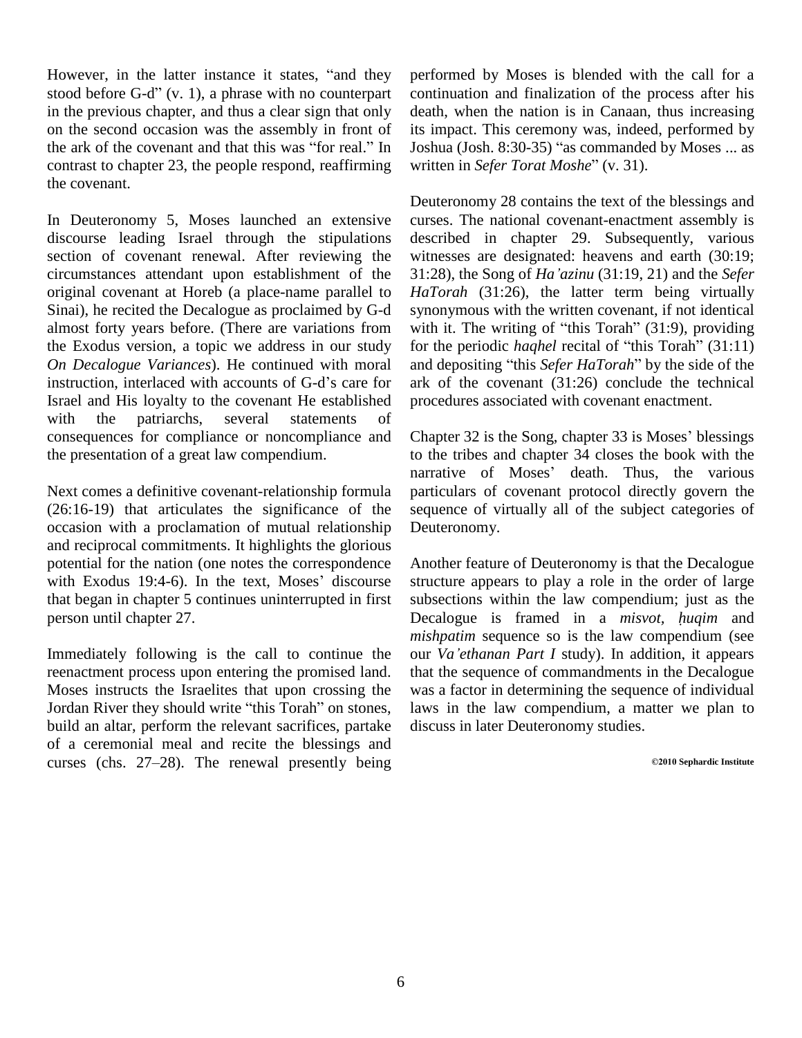However, in the latter instance it states, "and they stood before G-d" (v. 1), a phrase with no counterpart in the previous chapter, and thus a clear sign that only on the second occasion was the assembly in front of the ark of the covenant and that this was "for real." In contrast to chapter 23, the people respond, reaffirming the covenant.

In Deuteronomy 5, Moses launched an extensive discourse leading Israel through the stipulations section of covenant renewal. After reviewing the circumstances attendant upon establishment of the original covenant at Horeb (a place-name parallel to Sinai), he recited the Decalogue as proclaimed by G-d almost forty years before. (There are variations from the Exodus version, a topic we address in our study *On Decalogue Variances*). He continued with moral instruction, interlaced with accounts of G-d's care for Israel and His loyalty to the covenant He established with the patriarchs, several statements of consequences for compliance or noncompliance and the presentation of a great law compendium.

Next comes a definitive covenant-relationship formula (26:16-19) that articulates the significance of the occasion with a proclamation of mutual relationship and reciprocal commitments. It highlights the glorious potential for the nation (one notes the correspondence with Exodus 19:4-6). In the text, Moses' discourse that began in chapter 5 continues uninterrupted in first person until chapter 27.

Immediately following is the call to continue the reenactment process upon entering the promised land. Moses instructs the Israelites that upon crossing the Jordan River they should write "this Torah" on stones, build an altar, perform the relevant sacrifices, partake of a ceremonial meal and recite the blessings and curses (chs. 27–28). The renewal presently being performed by Moses is blended with the call for a continuation and finalization of the process after his death, when the nation is in Canaan, thus increasing its impact. This ceremony was, indeed, performed by Joshua (Josh. 8:30-35) "as commanded by Moses ... as written in *Sefer Torat Moshe*" (v. 31).

Deuteronomy 28 contains the text of the blessings and curses. The national covenant-enactment assembly is described in chapter 29. Subsequently, various witnesses are designated: heavens and earth (30:19; 31:28), the Song of *Ha'azinu* (31:19, 21) and the *Sefer HaTorah* (31:26), the latter term being virtually synonymous with the written covenant, if not identical with it. The writing of "this Torah" (31:9), providing for the periodic *haqhel* recital of "this Torah" (31:11) and depositing "this *Sefer HaTorah*" by the side of the ark of the covenant (31:26) conclude the technical procedures associated with covenant enactment.

Chapter 32 is the Song, chapter 33 is Moses' blessings to the tribes and chapter 34 closes the book with the narrative of Moses' death. Thus, the various particulars of covenant protocol directly govern the sequence of virtually all of the subject categories of Deuteronomy.

Another feature of Deuteronomy is that the Decalogue structure appears to play a role in the order of large subsections within the law compendium; just as the Decalogue is framed in a *misvot, ḥuqim* and *mishpatim* sequence so is the law compendium (see our *Va'ethanan Part I* study). In addition, it appears that the sequence of commandments in the Decalogue was a factor in determining the sequence of individual laws in the law compendium, a matter we plan to discuss in later Deuteronomy studies.

**©2010 Sephardic Institute**